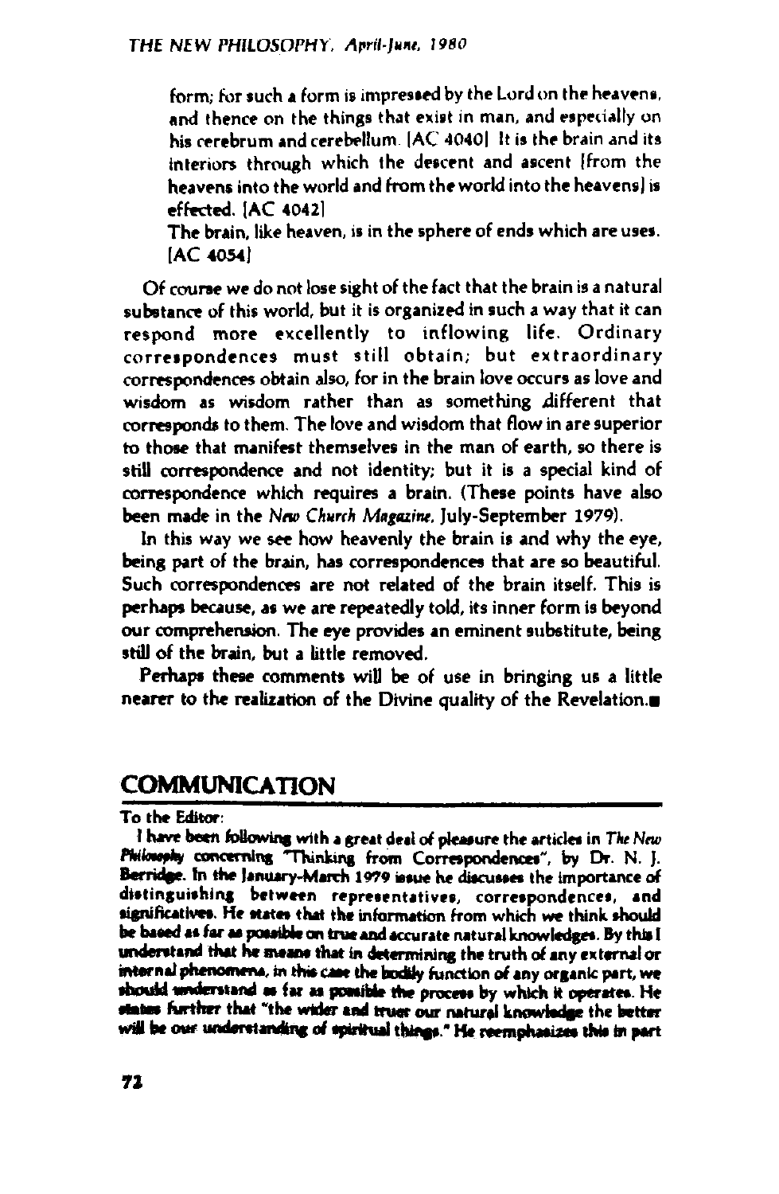form; for such a form is impressed by the Lord on the heavens, and thence on the things that exist in man, and especially on his cerebrum and cerebellum. [AC 4040] It is the brain and its interiors through which the descent and ascent [from the heavens into the world and from the world into the heavens] is effected. [AC 4042]

The brain, like heaven, is in the sphere of ends which are uses. [AC 4054]

Of course we do not lose sight of the fact that the brain is a natural substance of this world, but it is organized in such a way that it can respond more excellently to inflowing life. Ordinary correspondences must still obtain; but extraordinary correspondences obtain also, for in the brain love occurs as love and wisdom as wisdom rather than as something different that corresponds to them. The love and wisdom that flow in are superior to those that manifest themselves in the man of earth, so there is still correspondence and not identity; but it is a special kind of correspondence which requires a brain. (These points have also been made in the *New Church Magazine*, July-September 1979).

In this way we see how heavenly the brain is and why the eye, being part of the brain, has correspondences that are so beautiful. Such correspondences are not related of the brain itself. This is perhaps because, as we are repeatedly told, its inner form is beyond our comprehension. The eye provides an eminent substitute, being still of the brain, but a little removed.

Perhaps these comments will be of use in bringing us a little nearer to the realization of the Divine quality of the Revelation.■

## COMMUNICATION

To the Editor:

I have been following with a great deal of pleasure the articles in *The New Philosophy* concerning "Thinking from Correspondences", by Dr. N. J. Berridge. In the January-March 1979 issue he discusses the importance of distinguishing between representatives, correspondences, and significatives. He states that the information from which we think should be based as far as possible on true and accurate natural knowledges. By this I understand that he means that in determining the truth of any external or internal phenomena, in this case the bodily function of any organic part, we should understand as far as possible the process by which it operates. He states further that "the wider and truer our natural knowledge the better will be our understanding of spiritual things." He reemphasizes this in part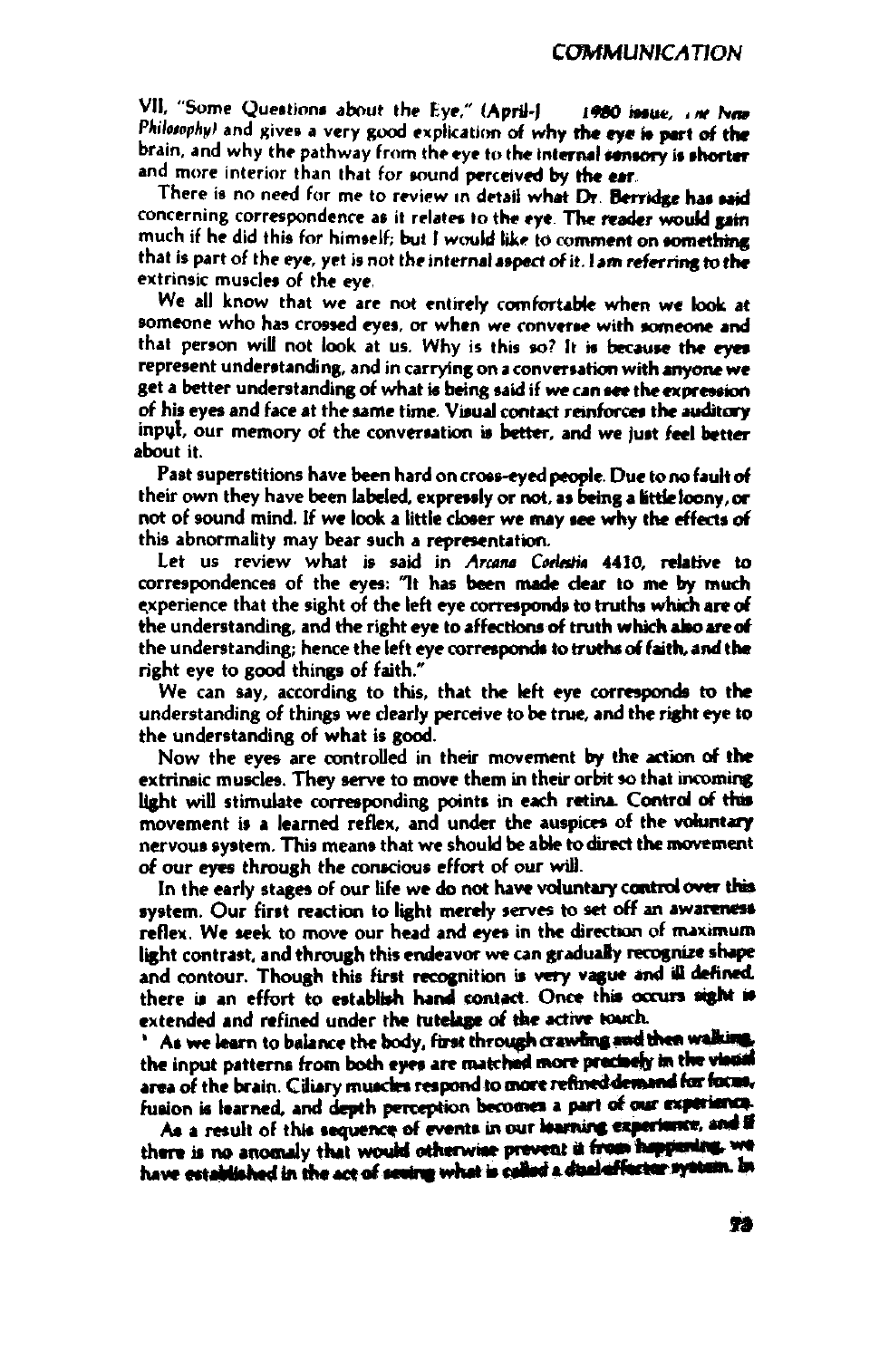VII, "Some Questions about the Eye," (April-J 1980 issue, *The New Philosophy*) and gives a very good explication of why the eye is part of the brain, and why the pathway from the eye to the internal sensory is shorter and more interior than that for sound perceived by the ear.

There is no need for me to review in detail what Dr. Berridge has said concerning correspondence as it relates to the eye. The reader would gain much if he did this for himself; but I would like to comment on something that is part of the eye, yet is not the internal aspect of it. I am referring to the extrinsic muscles of the eye.

We all know that we are not entirely comfortable when we look at someone who has crossed eyes, or when we converse with someone and that person will not look at us. Why is this so? It is because the eyes represent understanding, and in carrying on a conversation with anyone we get a better understanding of what is being said if we can see the expression of his eyes and face at the same time. Visual contact reinforces the auditory input, our memory of the conversation is better, and we just feel better about it.

Past superstitions have been hard on cross-eyed people. Due to no fault of their own they have been labeled, expressly or not, as being a little loony, or not of sound mind. If we look a little closer we may see why the effects of this abnormality may bear such a representation.

Let us review what is said in *Arcana Coelestia* 4410, relative to correspondences of the eyes: "It has been made clear to me by much experience that the sight of the left eye corresponds to truths which are of the understanding, and the right eye to affections of truth which also are of the understanding; hence the left eye corresponds to truths of faith, and the right eye to good things of faith."

We can say, according to this, that the left eye corresponds to the understanding of things we clearly perceive to be true, and the right eye to the understanding of what is good.

Now the eyes are controlled in their movement by the action of the extrinsic muscles. They serve to move them in their orbit so that incoming light will stimulate corresponding points in each retina. Control of this movement is a learned reflex, and under the auspices of the voluntary nervous system. This means that we should be able to direct the movement of our eyes through the conscious effort of our will.

In the early stages of our life we do not have voluntary control over this system. Our first reaction to light merely serves to set off an awareness reflex. We seek to move our head and eyes in the direction of maximum light contrast, and through this endeavor we can gradually recognize shape and contour. Though this first recognition is very vague and ill defined, there is an effort to establish hand contact. Once this occurs sight is extended and refined under the tutelage of the active touch.

As we learn to balance the body, first through crawling and then walking, the input patterns from both eyes are matched more precisely in the visual area of the brain. Ciliary muscles respond to more refined demand for focus, fusion is learned, and depth perception becomes a part of our experience.

As a result of this sequence of events in our learning experience, and if there is no anomaly that would otherwise prevent it from happening, we have established in the act of seeing what is called a dual-effector system. In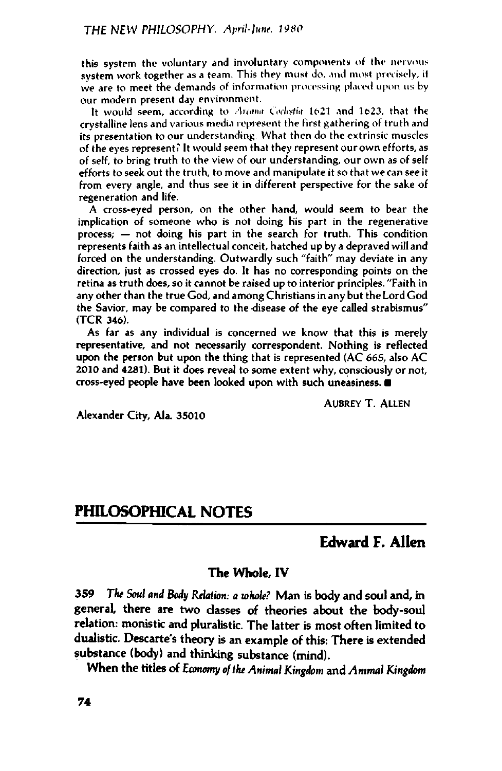this system the voluntary and involuntary components of the nervous system work together as a team. This they must do, and most precisely, if we are to meet the demands of information processing placed upon us by our modern present day environment.

It would seem, according to *Arcana Coelestia* 1621 and 1623, that the crystalline lens and various media represent the first gathering of truth and its presentation to our understanding. What then do the extrinsic muscles of the eyes represent? It would seem that they represent our own efforts, as of self, to bring truth to the view of our understanding, our own as of self efforts to seek out the truth, to move and manipulate it so that we can see it from every angle, and thus see it in different perspective for the sake of regeneration and life.

A cross-eyed person, on the other hand, would seem to bear the implication of someone who is not doing his part in the regenerative process; — not doing his part in the search for truth. This condition represents faith as an intellectual conceit, hatched up by a depraved will and forced on the understanding. Outwardly such "faith" may deviate in any direction, just as crossed eyes do. It has no corresponding points on the retina as truth does, so it cannot be raised up to interior principles. "Faith in any other than the true God, and among Christians in any but the Lord God the Savior, may be compared to the disease of the eye called strabismus" (TCR 346).

As far as any individual is concerned we know that this is merely representative, and not necessarily correspondent. Nothing is reflected upon the person but upon the thing that is represented (AC 665, also AC 2010 and 4281). But it does reveal to some extent why, consciously or not, cross-eyed people have been looked upon with such uneasiness. ■

AUBREY T. ALLEN

Alexander City, Ala. 35010

## PHILOSOPHICAL NOTES

### Edward F. Allen

#### The Whole, IV

**359** *The Soul and Body Relation: a whole?* Man is body and soul and, in general, there are two classes of theories about the body-soul relation: monistic and pluralistic. The latter is most often limited to dualistic. Descarte's theory is an example of this: There is extended substance (body) and thinking substance (mind).

When the titles of *Economy of the Animal Kingdom* and *Animal Kingdom*